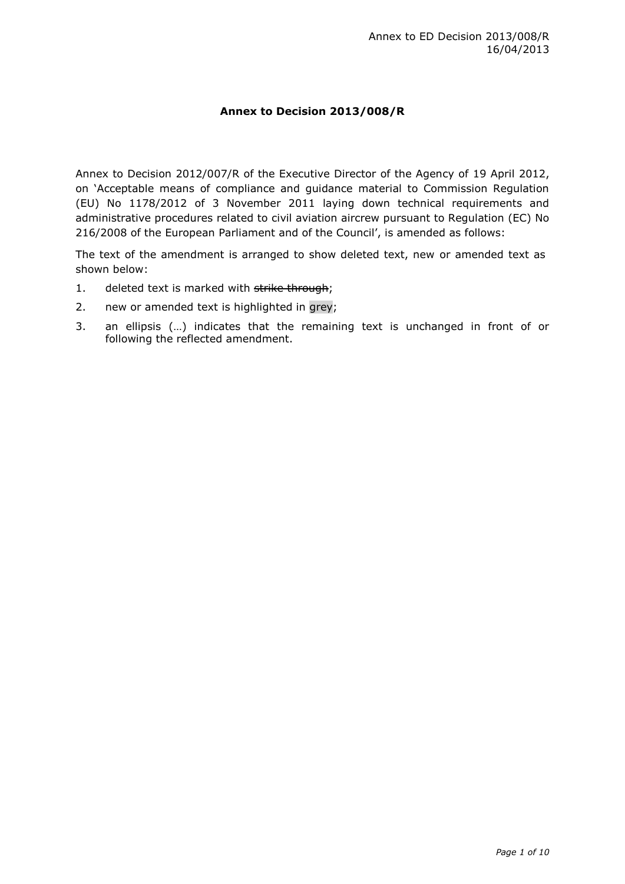# Annex to Decision 2013/008/R

Annex to Decision 2012/007/R of the Executive Director of the Agency of 19 April 2012, on 'Acceptable means of compliance and guidance material to Commission Regulation (EU) No 1178/2012 of 3 November 2011 laying down technical requirements and administrative procedures related to civil aviation aircrew pursuant to Regulation (EC) No 216/2008 of the European Parliament and of the Council', is amended as follows:

The text of the amendment is arranged to show deleted text, new or amended text as shown below:

1. deleted text is marked with ~~strike through~~;
2. new or amended text is highlighted in grey;
3. an ellipsis (…) indicates that the remaining text is unchanged in front of or following the reflected amendment.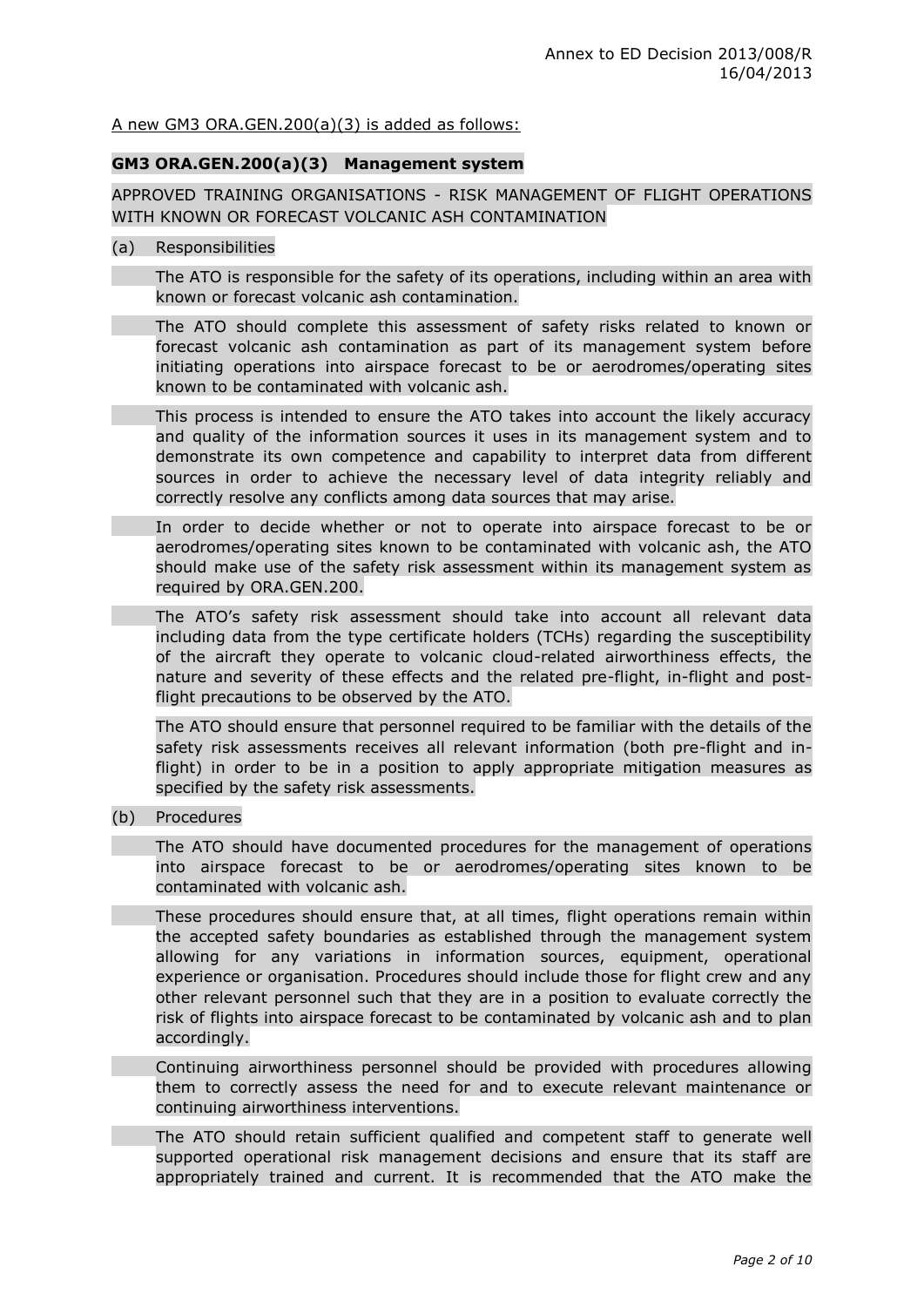A new GM3 ORA.GEN.200(a)(3) is added as follows:

**GM3 ORA.GEN.200(a)(3) Management system**

APPROVED TRAINING ORGANISATIONS - RISK MANAGEMENT OF FLIGHT OPERATIONS WITH KNOWN OR FORECAST VOLCANIC ASH CONTAMINATION

(a) Responsibilities

The ATO is responsible for the safety of its operations, including within an area with known or forecast volcanic ash contamination.

The ATO should complete this assessment of safety risks related to known or forecast volcanic ash contamination as part of its management system before initiating operations into airspace forecast to be or aerodromes/operating sites known to be contaminated with volcanic ash.

This process is intended to ensure the ATO takes into account the likely accuracy and quality of the information sources it uses in its management system and to demonstrate its own competence and capability to interpret data from different sources in order to achieve the necessary level of data integrity reliably and correctly resolve any conflicts among data sources that may arise.

In order to decide whether or not to operate into airspace forecast to be or aerodromes/operating sites known to be contaminated with volcanic ash, the ATO should make use of the safety risk assessment within its management system as required by ORA.GEN.200.

The ATO's safety risk assessment should take into account all relevant data including data from the type certificate holders (TCHs) regarding the susceptibility of the aircraft they operate to volcanic cloud-related airworthiness effects, the nature and severity of these effects and the related pre-flight, in-flight and post-flight precautions to be observed by the ATO.

The ATO should ensure that personnel required to be familiar with the details of the safety risk assessments receives all relevant information (both pre-flight and in-flight) in order to be in a position to apply appropriate mitigation measures as specified by the safety risk assessments.

(b) Procedures

The ATO should have documented procedures for the management of operations into airspace forecast to be or aerodromes/operating sites known to be contaminated with volcanic ash.

These procedures should ensure that, at all times, flight operations remain within the accepted safety boundaries as established through the management system allowing for any variations in information sources, equipment, operational experience or organisation. Procedures should include those for flight crew and any other relevant personnel such that they are in a position to evaluate correctly the risk of flights into airspace forecast to be contaminated by volcanic ash and to plan accordingly.

Continuing airworthiness personnel should be provided with procedures allowing them to correctly assess the need for and to execute relevant maintenance or continuing airworthiness interventions.

The ATO should retain sufficient qualified and competent staff to generate well supported operational risk management decisions and ensure that its staff are appropriately trained and current. It is recommended that the ATO make the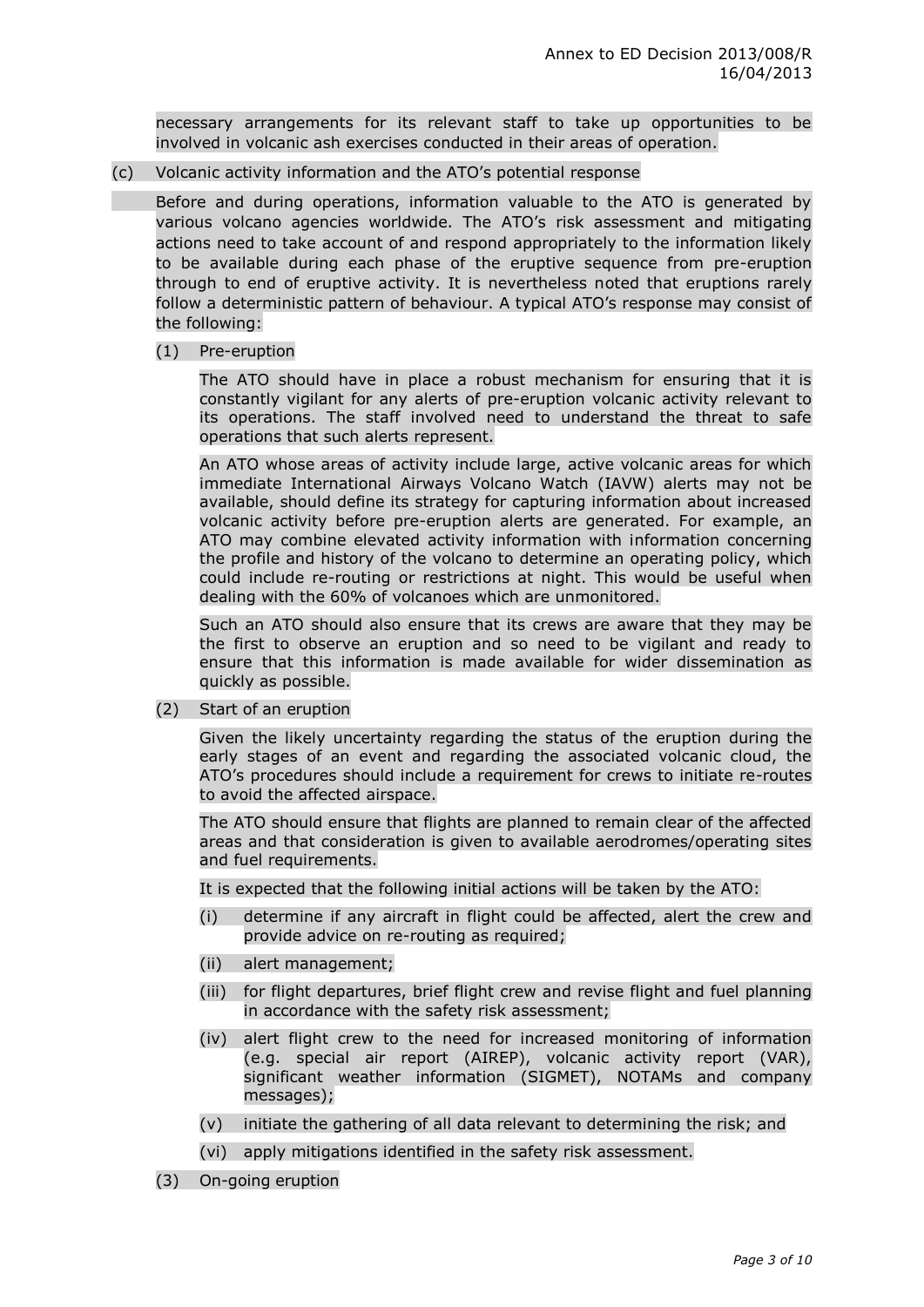necessary arrangements for its relevant staff to take up opportunities to be involved in volcanic ash exercises conducted in their areas of operation.

(c) Volcanic activity information and the ATO's potential response

Before and during operations, information valuable to the ATO is generated by various volcano agencies worldwide. The ATO's risk assessment and mitigating actions need to take account of and respond appropriately to the information likely to be available during each phase of the eruptive sequence from pre-eruption through to end of eruptive activity. It is nevertheless noted that eruptions rarely follow a deterministic pattern of behaviour. A typical ATO's response may consist of the following:

(1) Pre-eruption

The ATO should have in place a robust mechanism for ensuring that it is constantly vigilant for any alerts of pre-eruption volcanic activity relevant to its operations. The staff involved need to understand the threat to safe operations that such alerts represent.

An ATO whose areas of activity include large, active volcanic areas for which immediate International Airways Volcano Watch (IAVW) alerts may not be available, should define its strategy for capturing information about increased volcanic activity before pre-eruption alerts are generated. For example, an ATO may combine elevated activity information with information concerning the profile and history of the volcano to determine an operating policy, which could include re-routing or restrictions at night. This would be useful when dealing with the 60% of volcanoes which are unmonitored.

Such an ATO should also ensure that its crews are aware that they may be the first to observe an eruption and so need to be vigilant and ready to ensure that this information is made available for wider dissemination as quickly as possible.

(2) Start of an eruption

Given the likely uncertainty regarding the status of the eruption during the early stages of an event and regarding the associated volcanic cloud, the ATO's procedures should include a requirement for crews to initiate re-routes to avoid the affected airspace.

The ATO should ensure that flights are planned to remain clear of the affected areas and that consideration is given to available aerodromes/operating sites and fuel requirements.

It is expected that the following initial actions will be taken by the ATO:

(i) determine if any aircraft in flight could be affected, alert the crew and provide advice on re-routing as required;

(ii) alert management;

(iii) for flight departures, brief flight crew and revise flight and fuel planning in accordance with the safety risk assessment;

(iv) alert flight crew to the need for increased monitoring of information (e.g. special air report (AIREP), volcanic activity report (VAR), significant weather information (SIGMET), NOTAMs and company messages);

(v) initiate the gathering of all data relevant to determining the risk; and

(vi) apply mitigations identified in the safety risk assessment.

(3) On-going eruption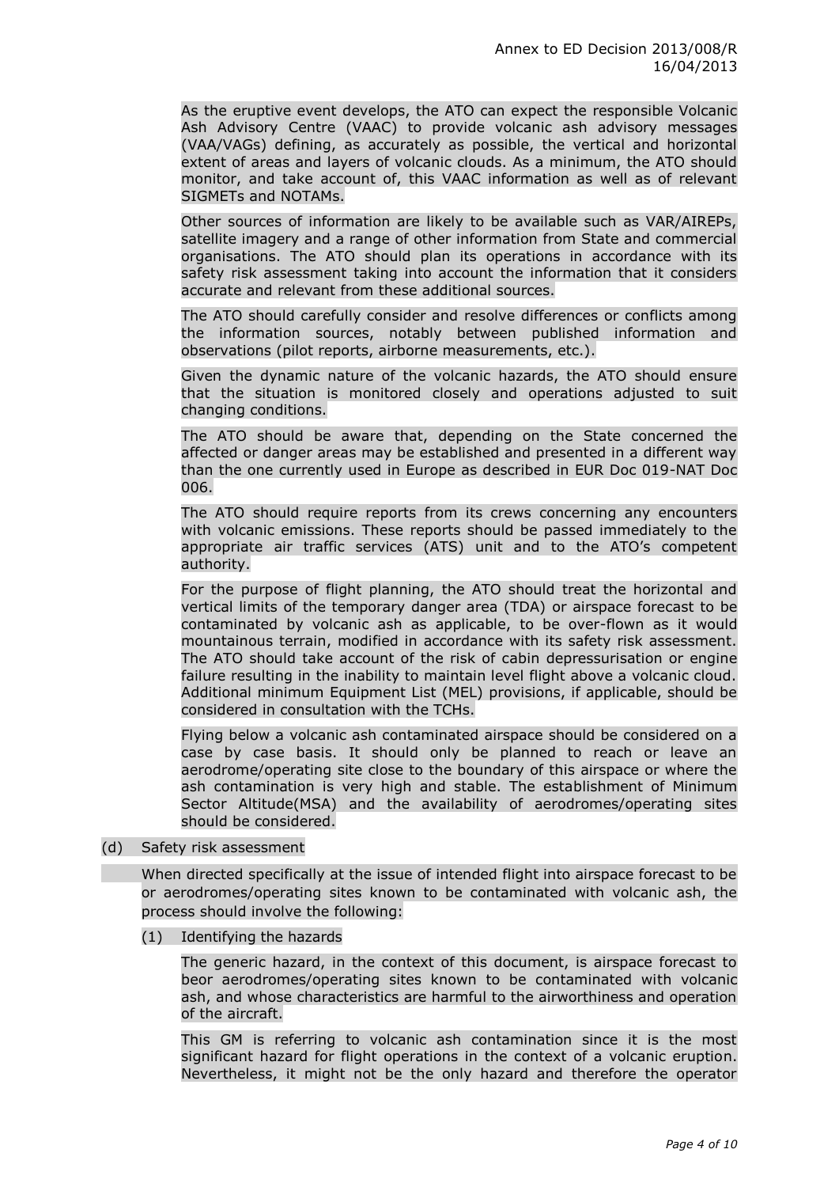As the eruptive event develops, the ATO can expect the responsible Volcanic Ash Advisory Centre (VAAC) to provide volcanic ash advisory messages (VAA/VAGs) defining, as accurately as possible, the vertical and horizontal extent of areas and layers of volcanic clouds. As a minimum, the ATO should monitor, and take account of, this VAAC information as well as of relevant SIGMETs and NOTAMs.

Other sources of information are likely to be available such as VAR/AIREPs, satellite imagery and a range of other information from State and commercial organisations. The ATO should plan its operations in accordance with its safety risk assessment taking into account the information that it considers accurate and relevant from these additional sources.

The ATO should carefully consider and resolve differences or conflicts among the information sources, notably between published information and observations (pilot reports, airborne measurements, etc.).

Given the dynamic nature of the volcanic hazards, the ATO should ensure that the situation is monitored closely and operations adjusted to suit changing conditions.

The ATO should be aware that, depending on the State concerned the affected or danger areas may be established and presented in a different way than the one currently used in Europe as described in EUR Doc 019-NAT Doc 006.

The ATO should require reports from its crews concerning any encounters with volcanic emissions. These reports should be passed immediately to the appropriate air traffic services (ATS) unit and to the ATO's competent authority.

For the purpose of flight planning, the ATO should treat the horizontal and vertical limits of the temporary danger area (TDA) or airspace forecast to be contaminated by volcanic ash as applicable, to be over-flown as it would mountainous terrain, modified in accordance with its safety risk assessment. The ATO should take account of the risk of cabin depressurisation or engine failure resulting in the inability to maintain level flight above a volcanic cloud. Additional minimum Equipment List (MEL) provisions, if applicable, should be considered in consultation with the TCHs.

Flying below a volcanic ash contaminated airspace should be considered on a case by case basis. It should only be planned to reach or leave an aerodrome/operating site close to the boundary of this airspace or where the ash contamination is very high and stable. The establishment of Minimum Sector Altitude(MSA) and the availability of aerodromes/operating sites should be considered.

(d) Safety risk assessment

When directed specifically at the issue of intended flight into airspace forecast to be or aerodromes/operating sites known to be contaminated with volcanic ash, the process should involve the following:

(1) Identifying the hazards

The generic hazard, in the context of this document, is airspace forecast to beor aerodromes/operating sites known to be contaminated with volcanic ash, and whose characteristics are harmful to the airworthiness and operation of the aircraft.

This GM is referring to volcanic ash contamination since it is the most significant hazard for flight operations in the context of a volcanic eruption. Nevertheless, it might not be the only hazard and therefore the operator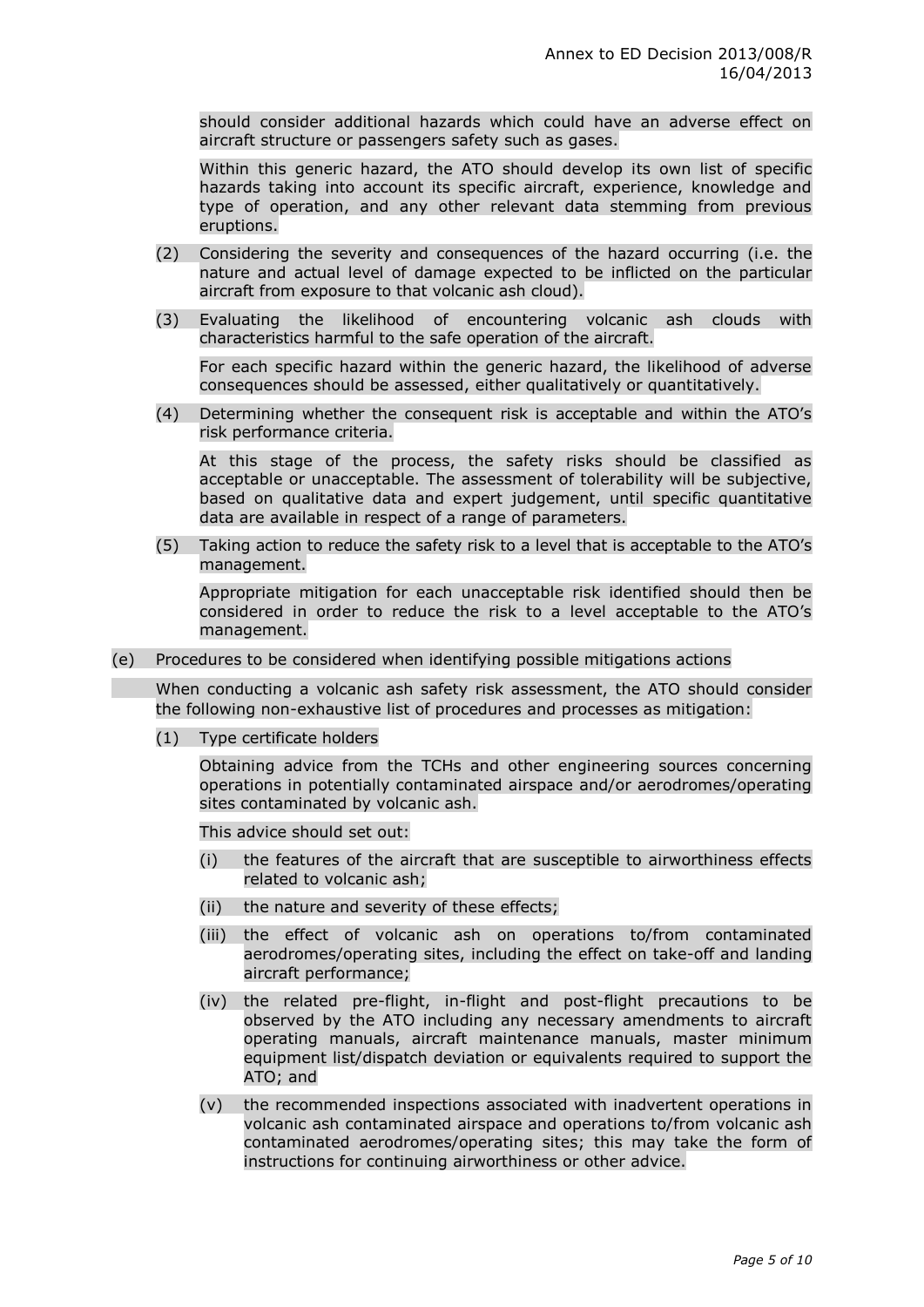should consider additional hazards which could have an adverse effect on aircraft structure or passengers safety such as gases.

Within this generic hazard, the ATO should develop its own list of specific hazards taking into account its specific aircraft, experience, knowledge and type of operation, and any other relevant data stemming from previous eruptions.

(2) Considering the severity and consequences of the hazard occurring (i.e. the nature and actual level of damage expected to be inflicted on the particular aircraft from exposure to that volcanic ash cloud).

(3) Evaluating the likelihood of encountering volcanic ash clouds with characteristics harmful to the safe operation of the aircraft.

For each specific hazard within the generic hazard, the likelihood of adverse consequences should be assessed, either qualitatively or quantitatively.

(4) Determining whether the consequent risk is acceptable and within the ATO's risk performance criteria.

At this stage of the process, the safety risks should be classified as acceptable or unacceptable. The assessment of tolerability will be subjective, based on qualitative data and expert judgement, until specific quantitative data are available in respect of a range of parameters.

(5) Taking action to reduce the safety risk to a level that is acceptable to the ATO's management.

Appropriate mitigation for each unacceptable risk identified should then be considered in order to reduce the risk to a level acceptable to the ATO's management.

(e) Procedures to be considered when identifying possible mitigations actions

When conducting a volcanic ash safety risk assessment, the ATO should consider the following non-exhaustive list of procedures and processes as mitigation:

(1) Type certificate holders

Obtaining advice from the TCHs and other engineering sources concerning operations in potentially contaminated airspace and/or aerodromes/operating sites contaminated by volcanic ash.

This advice should set out:

(i) the features of the aircraft that are susceptible to airworthiness effects related to volcanic ash;

(ii) the nature and severity of these effects;

(iii) the effect of volcanic ash on operations to/from contaminated aerodromes/operating sites, including the effect on take-off and landing aircraft performance;

(iv) the related pre-flight, in-flight and post-flight precautions to be observed by the ATO including any necessary amendments to aircraft operating manuals, aircraft maintenance manuals, master minimum equipment list/dispatch deviation or equivalents required to support the ATO; and

(v) the recommended inspections associated with inadvertent operations in volcanic ash contaminated airspace and operations to/from volcanic ash contaminated aerodromes/operating sites; this may take the form of instructions for continuing airworthiness or other advice.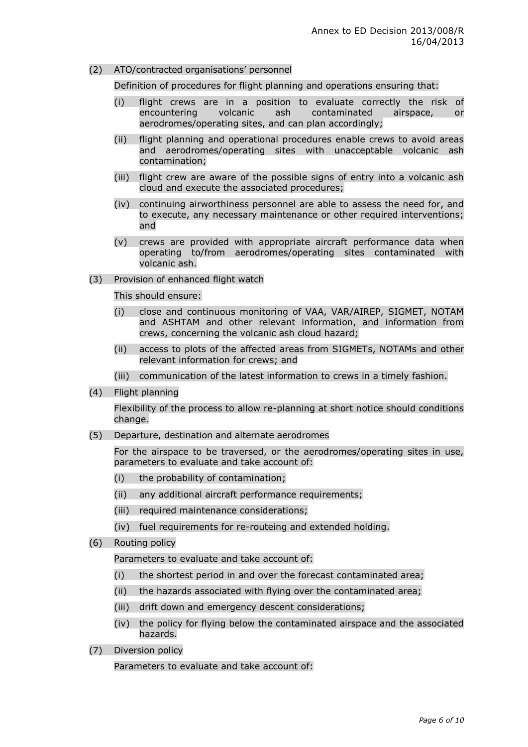(2) ATO/contracted organisations' personnel

Definition of procedures for flight planning and operations ensuring that:

(i) flight crews are in a position to evaluate correctly the risk of encountering volcanic ash contaminated airspace, or aerodromes/operating sites, and can plan accordingly;

(ii) flight planning and operational procedures enable crews to avoid areas and aerodromes/operating sites with unacceptable volcanic ash contamination;

(iii) flight crew are aware of the possible signs of entry into a volcanic ash cloud and execute the associated procedures;

(iv) continuing airworthiness personnel are able to assess the need for, and to execute, any necessary maintenance or other required interventions; and

(v) crews are provided with appropriate aircraft performance data when operating to/from aerodromes/operating sites contaminated with volcanic ash.

(3) Provision of enhanced flight watch

This should ensure:

(i) close and continuous monitoring of VAA, VAR/AIREP, SIGMET, NOTAM and ASHTAM and other relevant information, and information from crews, concerning the volcanic ash cloud hazard;

(ii) access to plots of the affected areas from SIGMETs, NOTAMs and other relevant information for crews; and

(iii) communication of the latest information to crews in a timely fashion.

(4) Flight planning

Flexibility of the process to allow re-planning at short notice should conditions change.

(5) Departure, destination and alternate aerodromes

For the airspace to be traversed, or the aerodromes/operating sites in use, parameters to evaluate and take account of:

(i) the probability of contamination;

(ii) any additional aircraft performance requirements;

(iii) required maintenance considerations;

(iv) fuel requirements for re-routeing and extended holding.

(6) Routing policy

Parameters to evaluate and take account of:

(i) the shortest period in and over the forecast contaminated area;

(ii) the hazards associated with flying over the contaminated area;

(iii) drift down and emergency descent considerations;

(iv) the policy for flying below the contaminated airspace and the associated hazards.

(7) Diversion policy

Parameters to evaluate and take account of: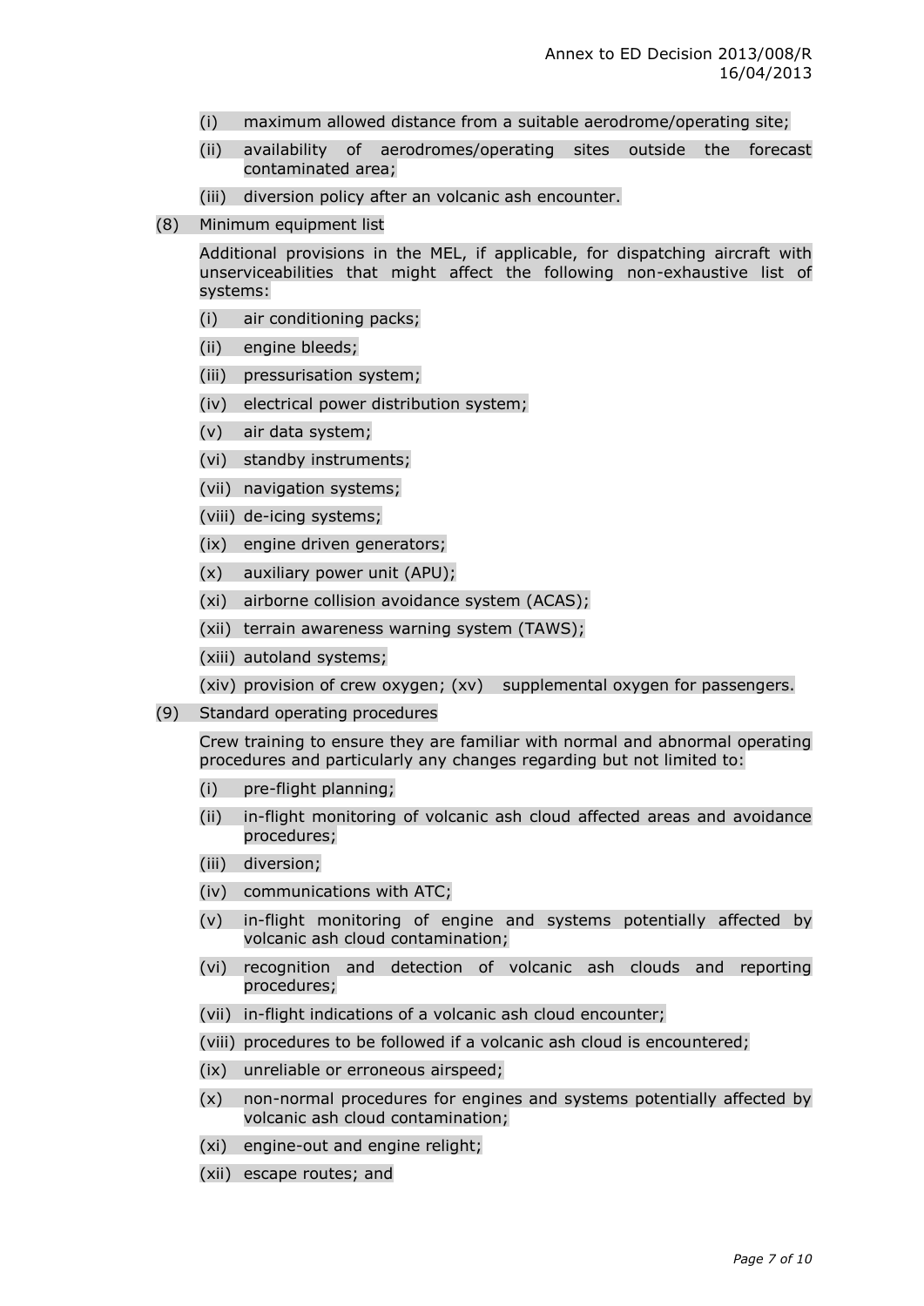(i) maximum allowed distance from a suitable aerodrome/operating site;

(ii) availability of aerodromes/operating sites outside the forecast contaminated area;

(iii) diversion policy after an volcanic ash encounter.

(8) Minimum equipment list

Additional provisions in the MEL, if applicable, for dispatching aircraft with unserviceabilities that might affect the following non-exhaustive list of systems:

(i) air conditioning packs;

(ii) engine bleeds;

(iii) pressurisation system;

(iv) electrical power distribution system;

(v) air data system;

(vi) standby instruments;

(vii) navigation systems;

(viii) de-icing systems;

(ix) engine driven generators;

(x) auxiliary power unit (APU);

(xi) airborne collision avoidance system (ACAS);

(xii) terrain awareness warning system (TAWS);

(xiii) autoland systems;

(xiv) provision of crew oxygen; (xv) supplemental oxygen for passengers.

(9) Standard operating procedures

Crew training to ensure they are familiar with normal and abnormal operating procedures and particularly any changes regarding but not limited to:

(i) pre-flight planning;

(ii) in-flight monitoring of volcanic ash cloud affected areas and avoidance procedures;

(iii) diversion;

(iv) communications with ATC;

(v) in-flight monitoring of engine and systems potentially affected by volcanic ash cloud contamination;

(vi) recognition and detection of volcanic ash clouds and reporting procedures;

(vii) in-flight indications of a volcanic ash cloud encounter;

(viii) procedures to be followed if a volcanic ash cloud is encountered;

(ix) unreliable or erroneous airspeed;

(x) non-normal procedures for engines and systems potentially affected by volcanic ash cloud contamination;

(xi) engine-out and engine relight;

(xii) escape routes; and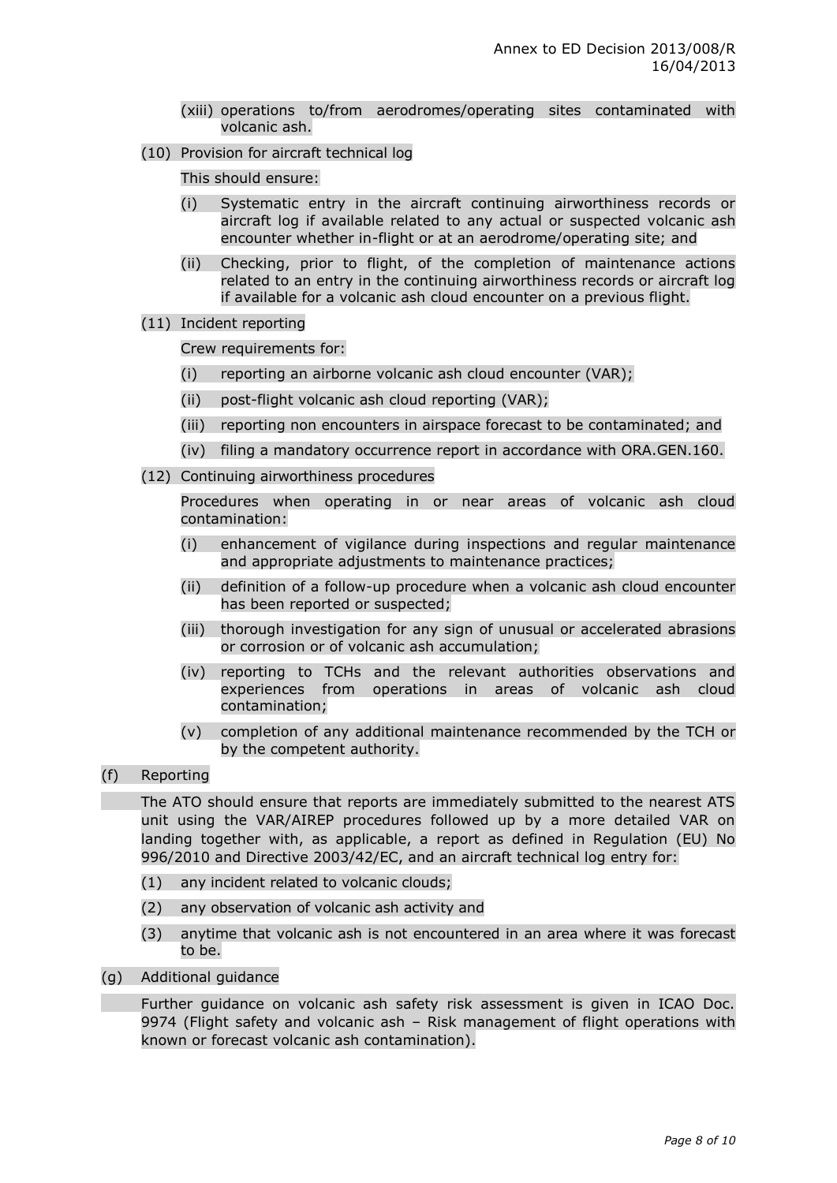(xiii) operations to/from aerodromes/operating sites contaminated with volcanic ash.

(10) Provision for aircraft technical log

This should ensure:

(i) Systematic entry in the aircraft continuing airworthiness records or aircraft log if available related to any actual or suspected volcanic ash encounter whether in-flight or at an aerodrome/operating site; and

(ii) Checking, prior to flight, of the completion of maintenance actions related to an entry in the continuing airworthiness records or aircraft log if available for a volcanic ash cloud encounter on a previous flight.

(11) Incident reporting

Crew requirements for:

(i) reporting an airborne volcanic ash cloud encounter (VAR);

(ii) post-flight volcanic ash cloud reporting (VAR);

(iii) reporting non encounters in airspace forecast to be contaminated; and

(iv) filing a mandatory occurrence report in accordance with ORA.GEN.160.

(12) Continuing airworthiness procedures

Procedures when operating in or near areas of volcanic ash cloud contamination:

(i) enhancement of vigilance during inspections and regular maintenance and appropriate adjustments to maintenance practices;

(ii) definition of a follow-up procedure when a volcanic ash cloud encounter has been reported or suspected;

(iii) thorough investigation for any sign of unusual or accelerated abrasions or corrosion or of volcanic ash accumulation;

(iv) reporting to TCHs and the relevant authorities observations and experiences from operations in areas of volcanic ash cloud contamination;

(v) completion of any additional maintenance recommended by the TCH or by the competent authority.

(f) Reporting

The ATO should ensure that reports are immediately submitted to the nearest ATS unit using the VAR/AIREP procedures followed up by a more detailed VAR on landing together with, as applicable, a report as defined in Regulation (EU) No 996/2010 and Directive 2003/42/EC, and an aircraft technical log entry for:

(1) any incident related to volcanic clouds;

(2) any observation of volcanic ash activity and

(3) anytime that volcanic ash is not encountered in an area where it was forecast to be.

(g) Additional guidance

Further guidance on volcanic ash safety risk assessment is given in ICAO Doc. 9974 (Flight safety and volcanic ash – Risk management of flight operations with known or forecast volcanic ash contamination).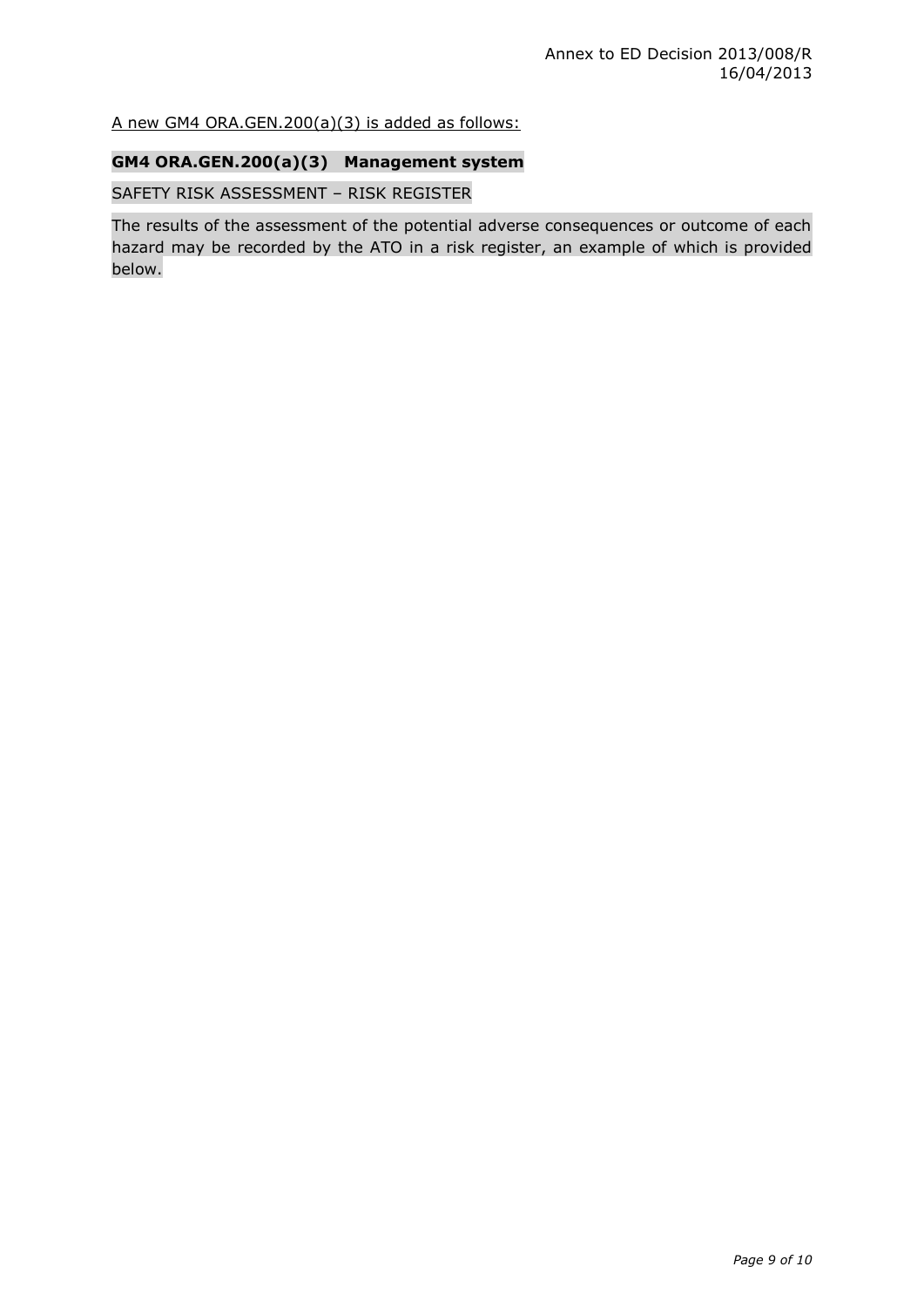A new GM4 ORA.GEN.200(a)(3) is added as follows:

## GM4 ORA.GEN.200(a)(3) Management system

SAFETY RISK ASSESSMENT – RISK REGISTER

The results of the assessment of the potential adverse consequences or outcome of each hazard may be recorded by the ATO in a risk register, an example of which is provided below.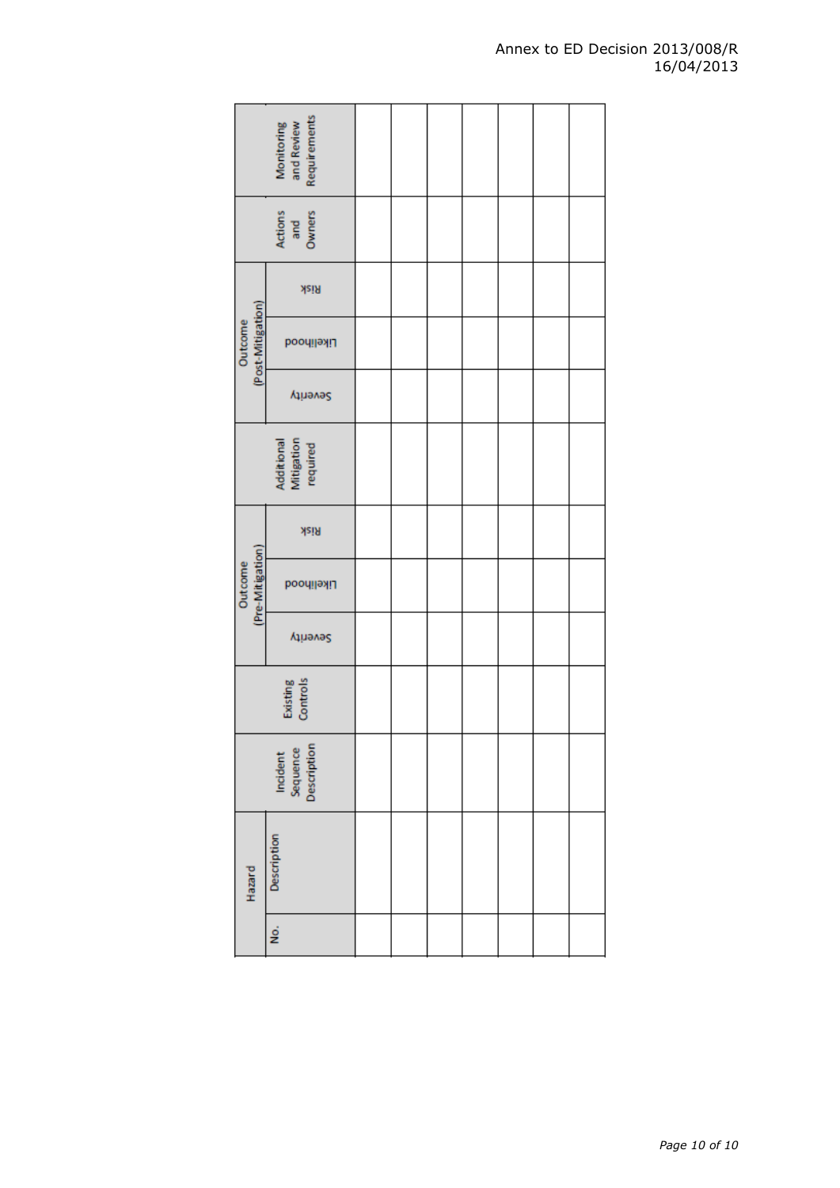| Hazard | | Incident Sequence Description | Existing Controls | Outcome (Pre-Mitigation) | | | Additional Mitigation required | Outcome (Post-Mitigation) | | | Actions and Owners | Monitoring and Review Requirements |
|---|---|---|---|---|---|---|---|---|---|---|---|---|
| No. | Description | | | Severity | Likelihood | Risk | | Severity | Likelihood | Risk | | |
| | | | | | | | | | | | | |
| | | | | | | | | | | | | |
| | | | | | | | | | | | | |
| | | | | | | | | | | | | |
| | | | | | | | | | | | | |
| | | | | | | | | | | | | |
| | | | | | | | | | | | | |